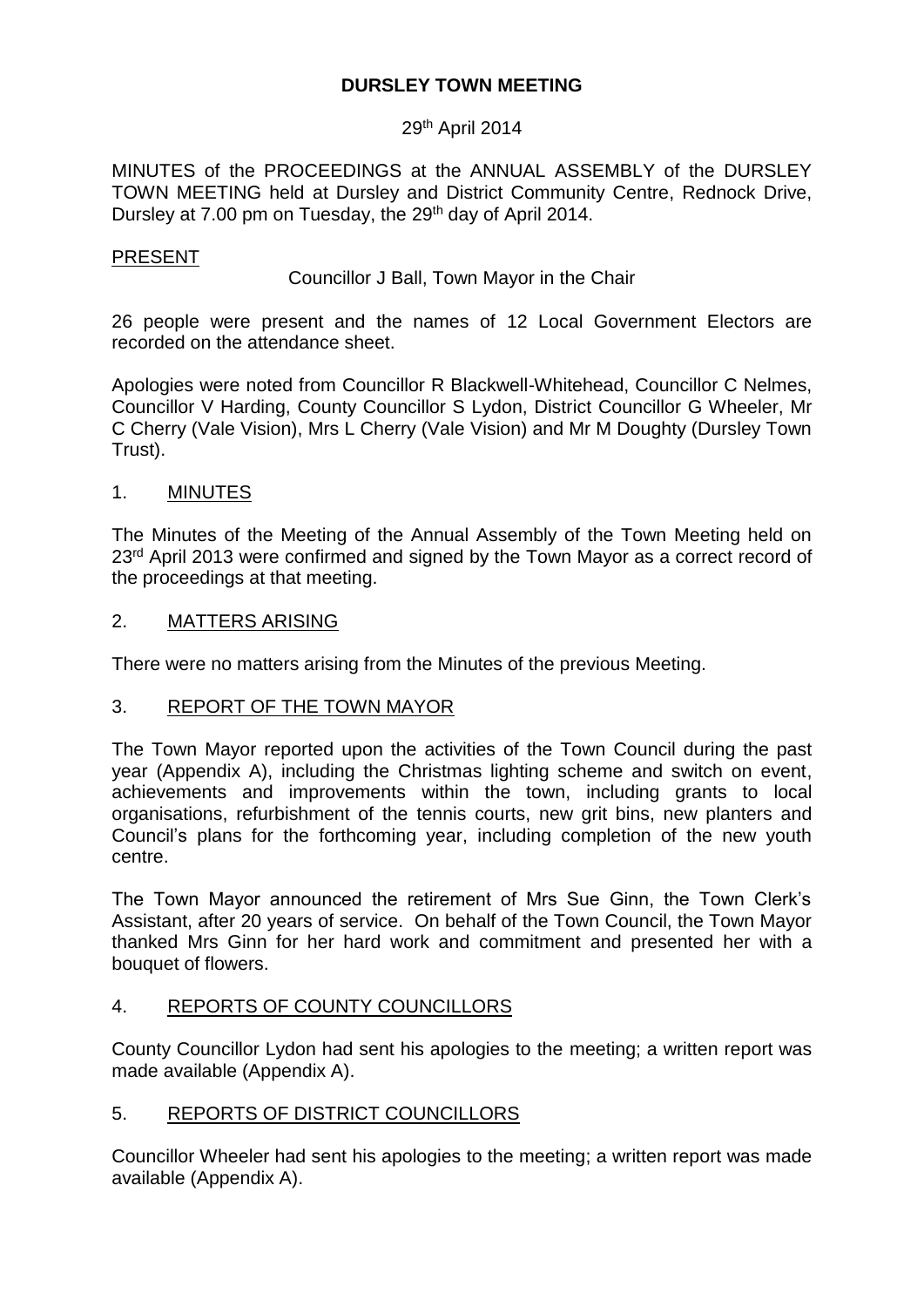# DURSLEY TOWN MEETING

29th April 2014

MINUTES of the PROCEEDINGS at the ANNUAL ASSEMBLY of the DURSLEY TOWN MEETING held at Dursley and District Community Centre, Rednock Drive, Dursley at 7.00 pm on Tuesday, the 29th day of April 2014.

## PRESENT

Councillor J Ball, Town Mayor in the Chair

26 people were present and the names of 12 Local Government Electors are recorded on the attendance sheet.

Apologies were noted from Councillor R Blackwell-Whitehead, Councillor C Nelmes, Councillor V Harding, County Councillor S Lydon, District Councillor G Wheeler, Mr C Cherry (Vale Vision), Mrs L Cherry (Vale Vision) and Mr M Doughty (Dursley Town Trust).

## 1. MINUTES

The Minutes of the Meeting of the Annual Assembly of the Town Meeting held on 23rd April 2013 were confirmed and signed by the Town Mayor as a correct record of the proceedings at that meeting.

## 2. MATTERS ARISING

There were no matters arising from the Minutes of the previous Meeting.

## 3. REPORT OF THE TOWN MAYOR

The Town Mayor reported upon the activities of the Town Council during the past year (Appendix A), including the Christmas lighting scheme and switch on event, achievements and improvements within the town, including grants to local organisations, refurbishment of the tennis courts, new grit bins, new planters and Council's plans for the forthcoming year, including completion of the new youth centre.

The Town Mayor announced the retirement of Mrs Sue Ginn, the Town Clerk's Assistant, after 20 years of service. On behalf of the Town Council, the Town Mayor thanked Mrs Ginn for her hard work and commitment and presented her with a bouquet of flowers.

## 4. REPORTS OF COUNTY COUNCILLORS

County Councillor Lydon had sent his apologies to the meeting; a written report was made available (Appendix A).

## 5. REPORTS OF DISTRICT COUNCILLORS

Councillor Wheeler had sent his apologies to the meeting; a written report was made available (Appendix A).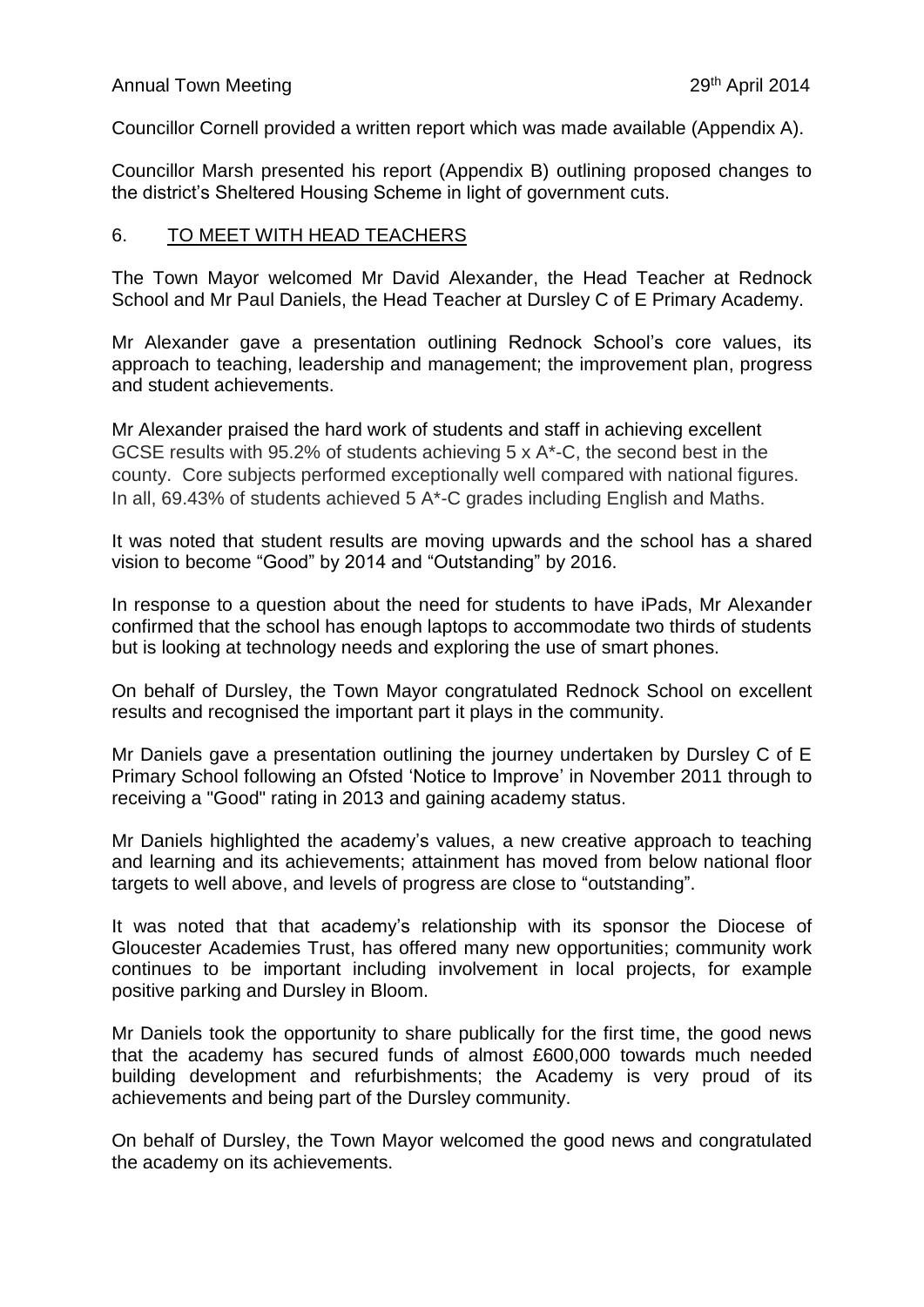Councillor Cornell provided a written report which was made available (Appendix A).

Councillor Marsh presented his report (Appendix B) outlining proposed changes to the district's Sheltered Housing Scheme in light of government cuts.

## 6. TO MEET WITH HEAD TEACHERS

The Town Mayor welcomed Mr David Alexander, the Head Teacher at Rednock School and Mr Paul Daniels, the Head Teacher at Dursley C of E Primary Academy.

Mr Alexander gave a presentation outlining Rednock School's core values, its approach to teaching, leadership and management; the improvement plan, progress and student achievements.

Mr Alexander praised the hard work of students and staff in achieving excellent GCSE results with 95.2% of students achieving 5 x A*-C, the second best in the county. Core subjects performed exceptionally well compared with national figures. In all, 69.43% of students achieved 5 A*-C grades including English and Maths.

It was noted that student results are moving upwards and the school has a shared vision to become "Good" by 2014 and "Outstanding" by 2016.

In response to a question about the need for students to have iPads, Mr Alexander confirmed that the school has enough laptops to accommodate two thirds of students but is looking at technology needs and exploring the use of smart phones.

On behalf of Dursley, the Town Mayor congratulated Rednock School on excellent results and recognised the important part it plays in the community.

Mr Daniels gave a presentation outlining the journey undertaken by Dursley C of E Primary School following an Ofsted 'Notice to Improve' in November 2011 through to receiving a "Good" rating in 2013 and gaining academy status.

Mr Daniels highlighted the academy's values, a new creative approach to teaching and learning and its achievements; attainment has moved from below national floor targets to well above, and levels of progress are close to "outstanding".

It was noted that that academy's relationship with its sponsor the Diocese of Gloucester Academies Trust, has offered many new opportunities; community work continues to be important including involvement in local projects, for example positive parking and Dursley in Bloom.

Mr Daniels took the opportunity to share publically for the first time, the good news that the academy has secured funds of almost £600,000 towards much needed building development and refurbishments; the Academy is very proud of its achievements and being part of the Dursley community.

On behalf of Dursley, the Town Mayor welcomed the good news and congratulated the academy on its achievements.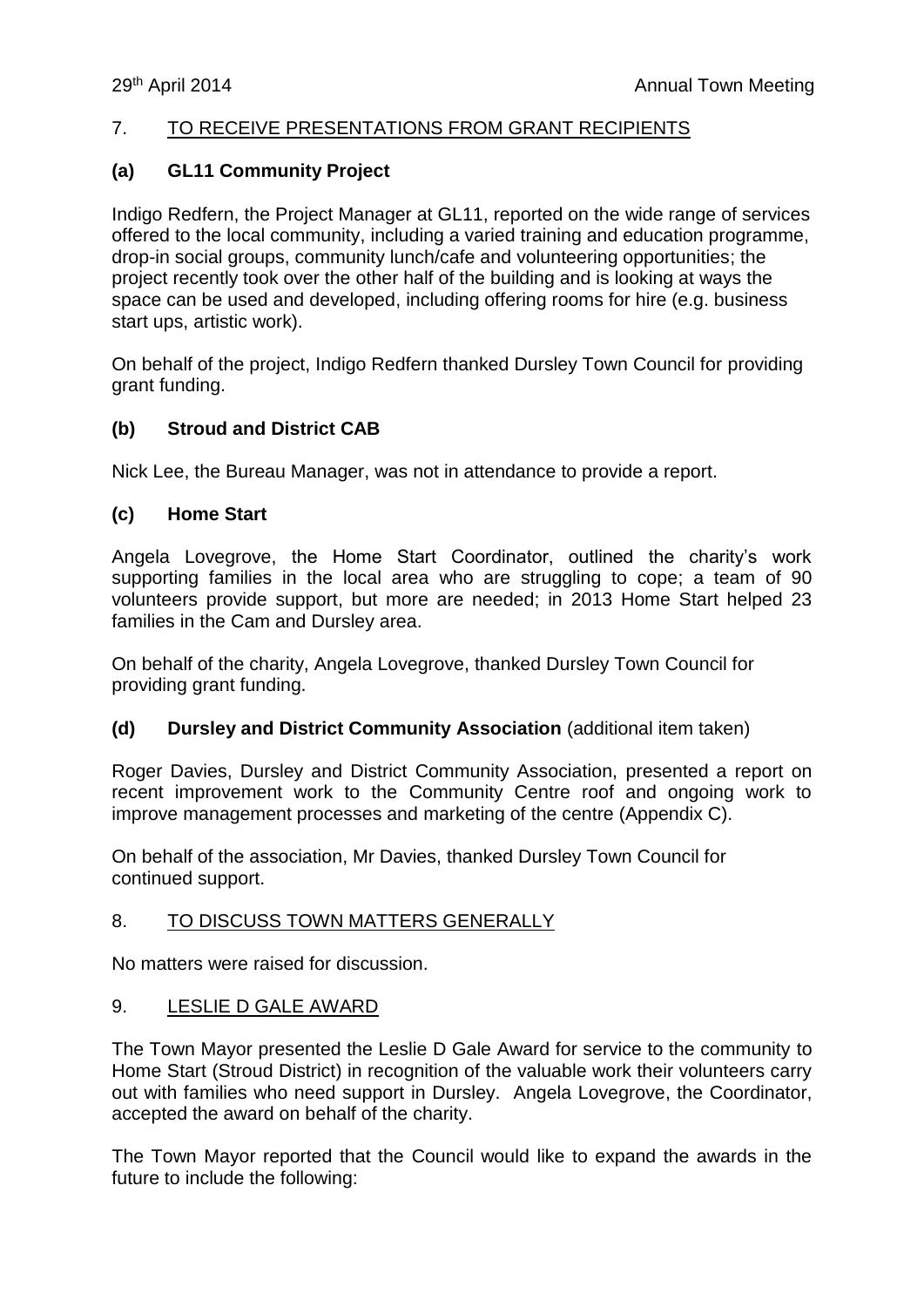## 7. TO RECEIVE PRESENTATIONS FROM GRANT RECIPIENTS

### (a) GL11 Community Project

Indigo Redfern, the Project Manager at GL11, reported on the wide range of services offered to the local community, including a varied training and education programme, drop-in social groups, community lunch/cafe and volunteering opportunities; the project recently took over the other half of the building and is looking at ways the space can be used and developed, including offering rooms for hire (e.g. business start ups, artistic work).

On behalf of the project, Indigo Redfern thanked Dursley Town Council for providing grant funding.

### (b) Stroud and District CAB

Nick Lee, the Bureau Manager, was not in attendance to provide a report.

### (c) Home Start

Angela Lovegrove, the Home Start Coordinator, outlined the charity's work supporting families in the local area who are struggling to cope; a team of 90 volunteers provide support, but more are needed; in 2013 Home Start helped 23 families in the Cam and Dursley area.

On behalf of the charity, Angela Lovegrove, thanked Dursley Town Council for providing grant funding.

### (d) Dursley and District Community Association (additional item taken)

Roger Davies, Dursley and District Community Association, presented a report on recent improvement work to the Community Centre roof and ongoing work to improve management processes and marketing of the centre (Appendix C).

On behalf of the association, Mr Davies, thanked Dursley Town Council for continued support.

## 8. TO DISCUSS TOWN MATTERS GENERALLY

No matters were raised for discussion.

## 9. LESLIE D GALE AWARD

The Town Mayor presented the Leslie D Gale Award for service to the community to Home Start (Stroud District) in recognition of the valuable work their volunteers carry out with families who need support in Dursley. Angela Lovegrove, the Coordinator, accepted the award on behalf of the charity.

The Town Mayor reported that the Council would like to expand the awards in the future to include the following: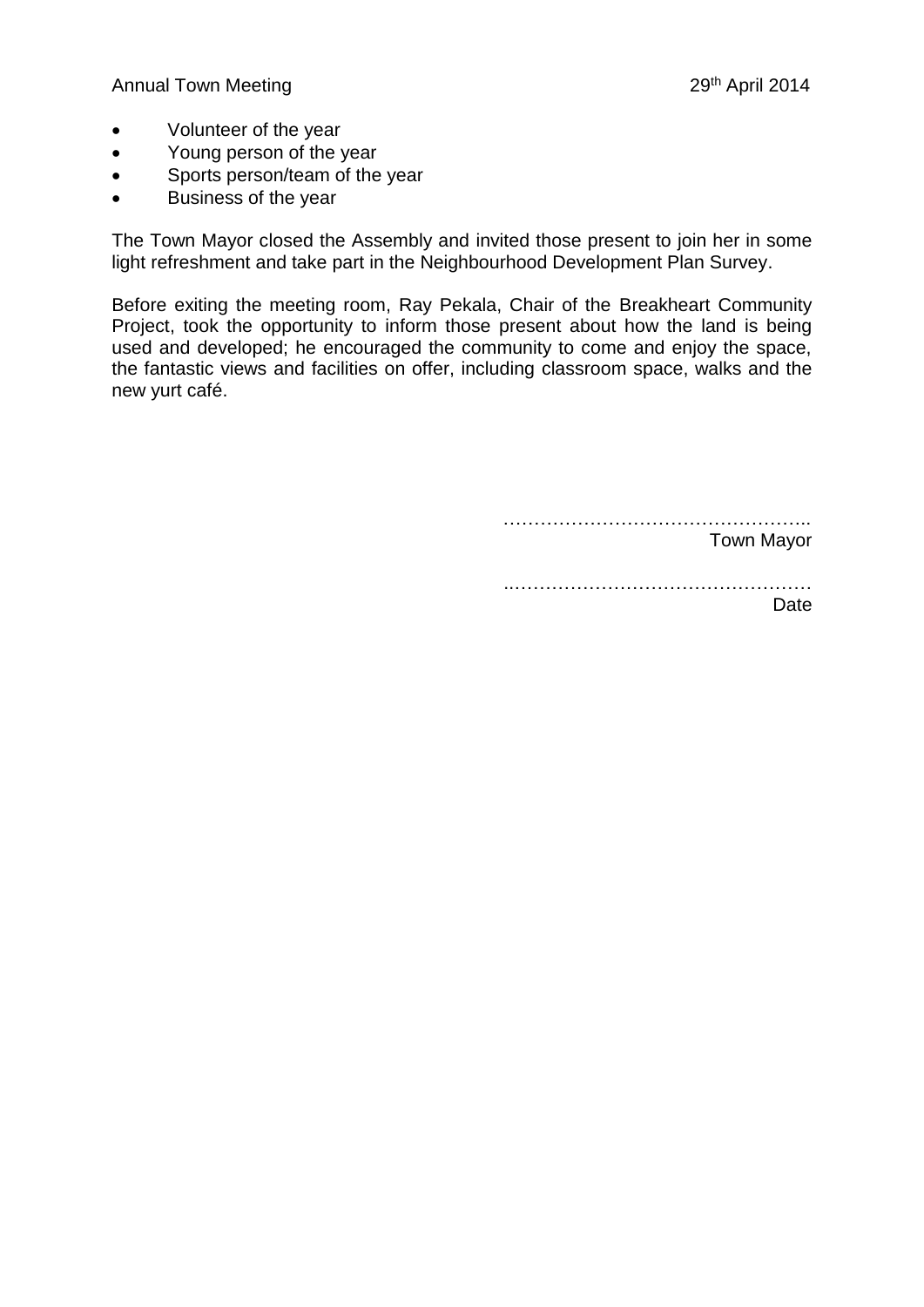- Volunteer of the year
- Young person of the year
- Sports person/team of the year
- Business of the year

The Town Mayor closed the Assembly and invited those present to join her in some light refreshment and take part in the Neighbourhood Development Plan Survey.

Before exiting the meeting room, Ray Pekala, Chair of the Breakheart Community Project, took the opportunity to inform those present about how the land is being used and developed; he encouraged the community to come and enjoy the space, the fantastic views and facilities on offer, including classroom space, walks and the new yurt café.

…………………………………………..
Town Mayor

..…………………………………………
Date